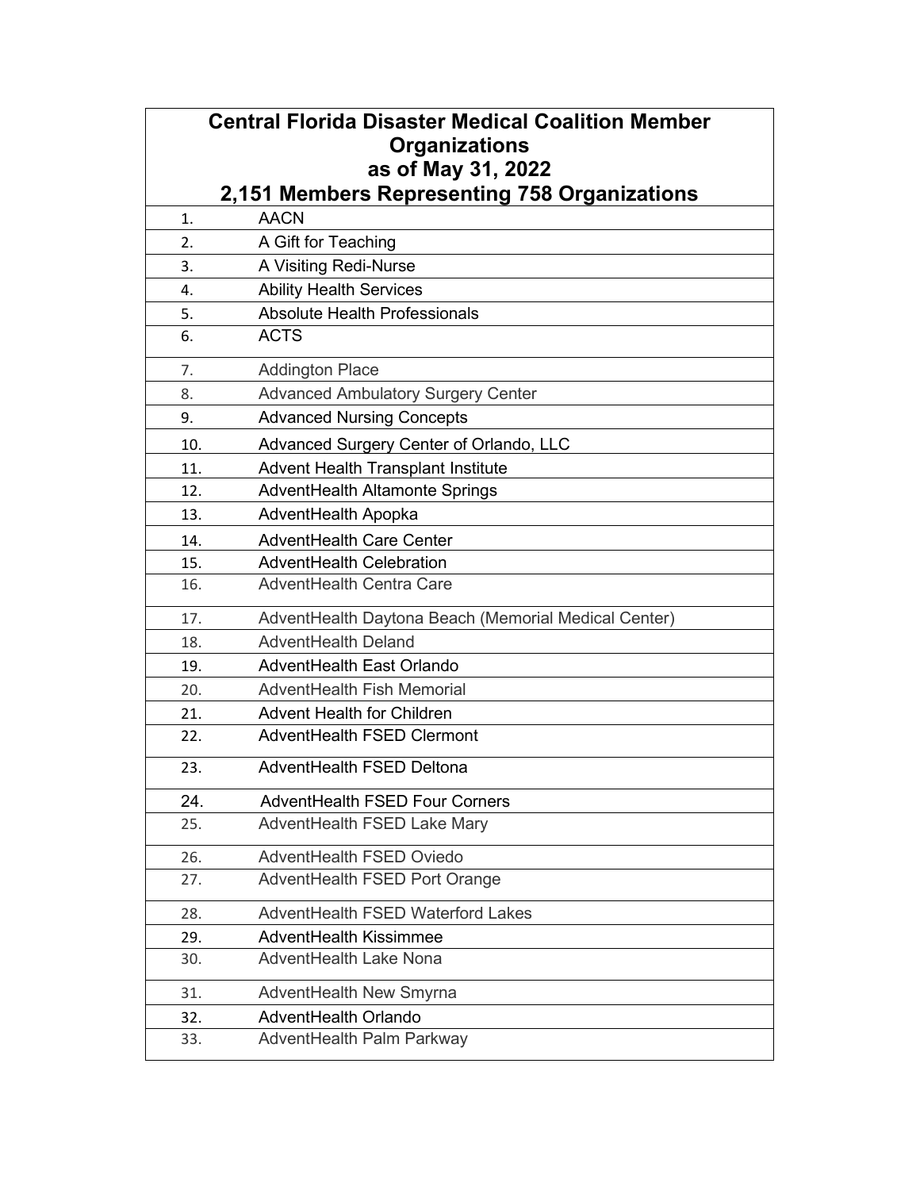| Central Florida Disaster Medical Coalition Member Organizations as of May 31, 2022 2,151 Members Representing 758 Organizations | |
|---|---|
| 1. | AACN |
| 2. | A Gift for Teaching |
| 3. | A Visiting Redi-Nurse |
| 4. | Ability Health Services |
| 5. | Absolute Health Professionals |
| 6. | ACTS |
| 7. | Addington Place |
| 8. | Advanced Ambulatory Surgery Center |
| 9. | Advanced Nursing Concepts |
| 10. | Advanced Surgery Center of Orlando, LLC |
| 11. | Advent Health Transplant Institute |
| 12. | AdventHealth Altamonte Springs |
| 13. | AdventHealth Apopka |
| 14. | AdventHealth Care Center |
| 15. | AdventHealth Celebration |
| 16. | AdventHealth Centra Care |
| 17. | AdventHealth Daytona Beach (Memorial Medical Center) |
| 18. | AdventHealth Deland |
| 19. | AdventHealth East Orlando |
| 20. | AdventHealth Fish Memorial |
| 21. | Advent Health for Children |
| 22. | AdventHealth FSED Clermont |
| 23. | AdventHealth FSED Deltona |
| 24. | AdventHealth FSED Four Corners |
| 25. | AdventHealth FSED Lake Mary |
| 26. | AdventHealth FSED Oviedo |
| 27. | AdventHealth FSED Port Orange |
| 28. | AdventHealth FSED Waterford Lakes |
| 29. | AdventHealth Kissimmee |
| 30. | AdventHealth Lake Nona |
| 31. | AdventHealth New Smyrna |
| 32. | AdventHealth Orlando |
| 33. | AdventHealth Palm Parkway |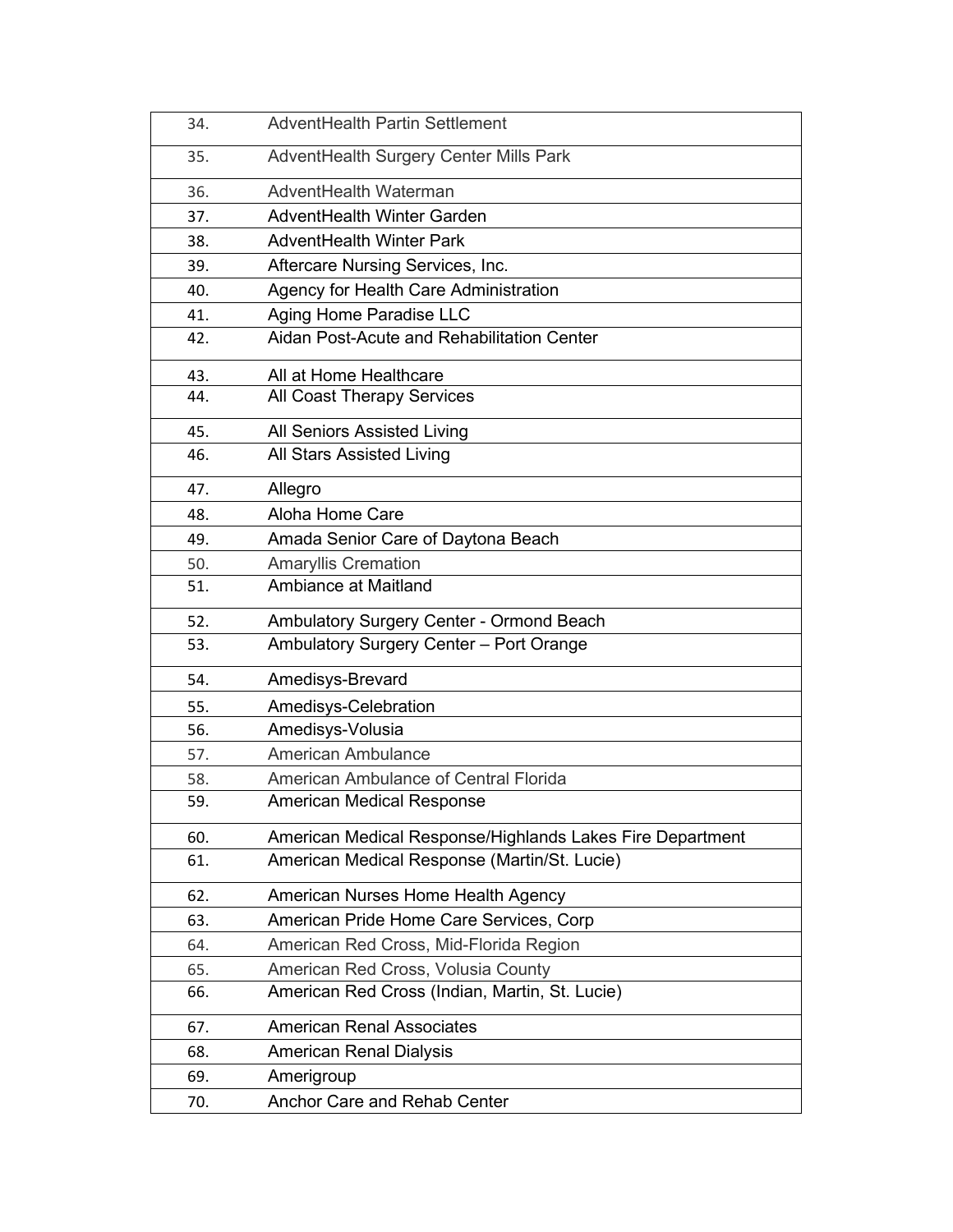| | |
|---|---|
| 34. | AdventHealth Partin Settlement |
| 35. | AdventHealth Surgery Center Mills Park |
| 36. | AdventHealth Waterman |
| 37. | AdventHealth Winter Garden |
| 38. | AdventHealth Winter Park |
| 39. | Aftercare Nursing Services, Inc. |
| 40. | Agency for Health Care Administration |
| 41. | Aging Home Paradise LLC |
| 42. | Aidan Post-Acute and Rehabilitation Center |
| 43. | All at Home Healthcare |
| 44. | All Coast Therapy Services |
| 45. | All Seniors Assisted Living |
| 46. | All Stars Assisted Living |
| 47. | Allegro |
| 48. | Aloha Home Care |
| 49. | Amada Senior Care of Daytona Beach |
| 50. | Amaryllis Cremation |
| 51. | Ambiance at Maitland |
| 52. | Ambulatory Surgery Center - Ormond Beach |
| 53. | Ambulatory Surgery Center – Port Orange |
| 54. | Amedisys-Brevard |
| 55. | Amedisys-Celebration |
| 56. | Amedisys-Volusia |
| 57. | American Ambulance |
| 58. | American Ambulance of Central Florida |
| 59. | American Medical Response |
| 60. | American Medical Response/Highlands Lakes Fire Department |
| 61. | American Medical Response (Martin/St. Lucie) |
| 62. | American Nurses Home Health Agency |
| 63. | American Pride Home Care Services, Corp |
| 64. | American Red Cross, Mid-Florida Region |
| 65. | American Red Cross, Volusia County |
| 66. | American Red Cross (Indian, Martin, St. Lucie) |
| 67. | American Renal Associates |
| 68. | American Renal Dialysis |
| 69. | Amerigroup |
| 70. | Anchor Care and Rehab Center |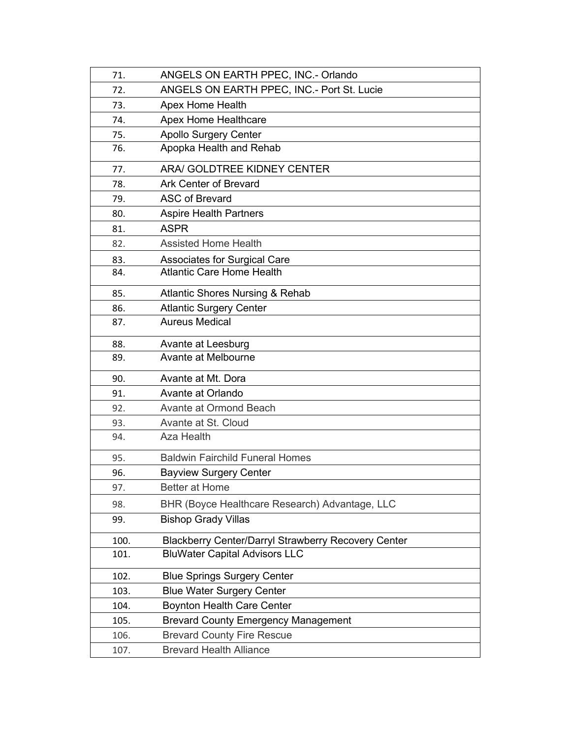| | |
|---|---|
| 71. | ANGELS ON EARTH PPEC, INC.- Orlando |
| 72. | ANGELS ON EARTH PPEC, INC.- Port St. Lucie |
| 73. | Apex Home Health |
| 74. | Apex Home Healthcare |
| 75. | Apollo Surgery Center |
| 76. | Apopka Health and Rehab |
| 77. | ARA/ GOLDTREE KIDNEY CENTER |
| 78. | Ark Center of Brevard |
| 79. | ASC of Brevard |
| 80. | Aspire Health Partners |
| 81. | ASPR |
| 82. | Assisted Home Health |
| 83. | Associates for Surgical Care |
| 84. | Atlantic Care Home Health |
| 85. | Atlantic Shores Nursing & Rehab |
| 86. | Atlantic Surgery Center |
| 87. | Aureus Medical |
| 88. | Avante at Leesburg |
| 89. | Avante at Melbourne |
| 90. | Avante at Mt. Dora |
| 91. | Avante at Orlando |
| 92. | Avante at Ormond Beach |
| 93. | Avante at St. Cloud |
| 94. | Aza Health |
| 95. | Baldwin Fairchild Funeral Homes |
| 96. | Bayview Surgery Center |
| 97. | Better at Home |
| 98. | BHR (Boyce Healthcare Research) Advantage, LLC |
| 99. | Bishop Grady Villas |
| 100. | Blackberry Center/Darryl Strawberry Recovery Center |
| 101. | BluWater Capital Advisors LLC |
| 102. | Blue Springs Surgery Center |
| 103. | Blue Water Surgery Center |
| 104. | Boynton Health Care Center |
| 105. | Brevard County Emergency Management |
| 106. | Brevard County Fire Rescue |
| 107. | Brevard Health Alliance |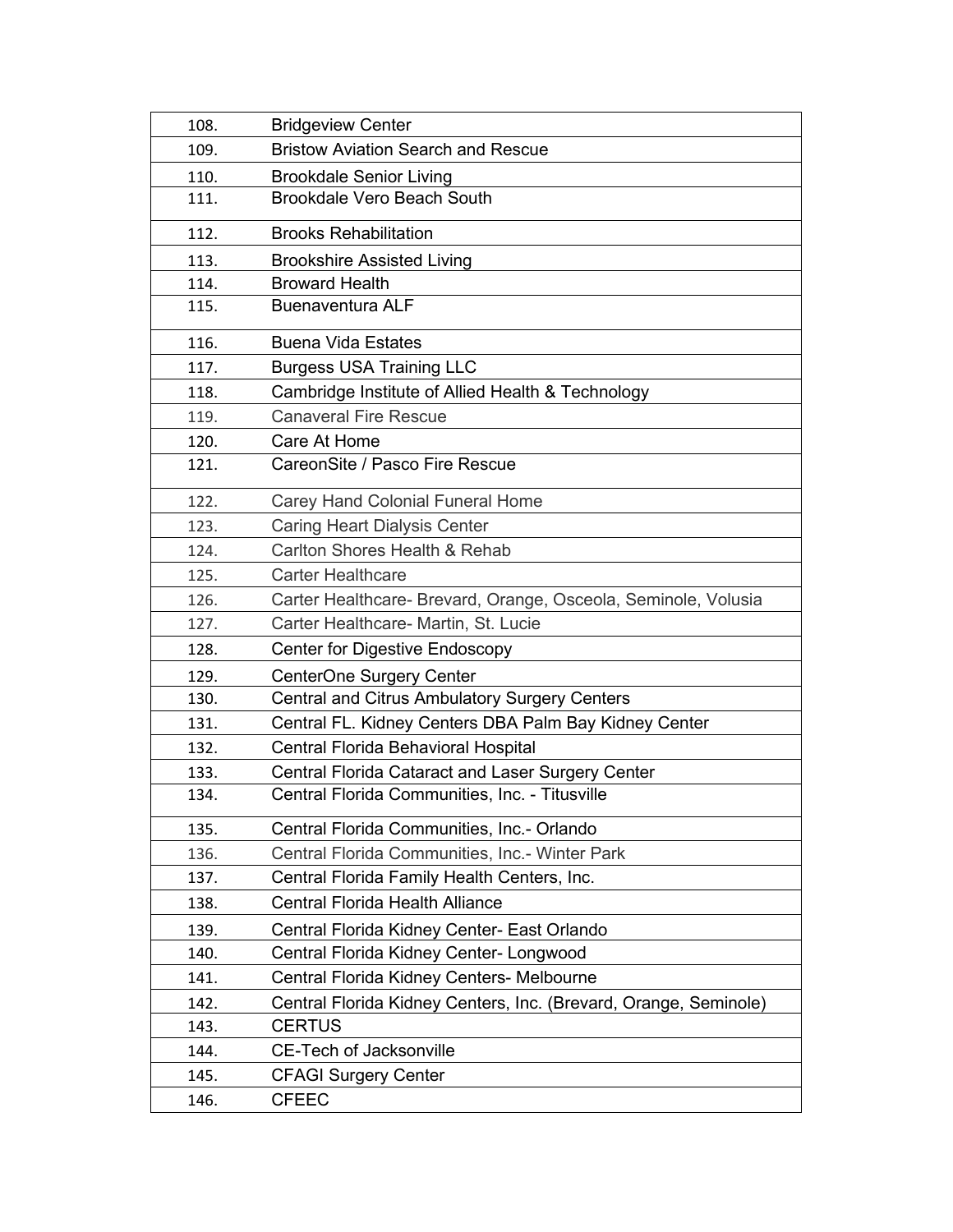| | |
|---|---|
| 108. | Bridgeview Center |
| 109. | Bristow Aviation Search and Rescue |
| 110. | Brookdale Senior Living |
| 111. | Brookdale Vero Beach South |
| 112. | Brooks Rehabilitation |
| 113. | Brookshire Assisted Living |
| 114. | Broward Health |
| 115. | Buenaventura ALF |
| 116. | Buena Vida Estates |
| 117. | Burgess USA Training LLC |
| 118. | Cambridge Institute of Allied Health & Technology |
| 119. | Canaveral Fire Rescue |
| 120. | Care At Home |
| 121. | CareonSite / Pasco Fire Rescue |
| 122. | Carey Hand Colonial Funeral Home |
| 123. | Caring Heart Dialysis Center |
| 124. | Carlton Shores Health & Rehab |
| 125. | Carter Healthcare |
| 126. | Carter Healthcare- Brevard, Orange, Osceola, Seminole, Volusia |
| 127. | Carter Healthcare- Martin, St. Lucie |
| 128. | Center for Digestive Endoscopy |
| 129. | CenterOne Surgery Center |
| 130. | Central and Citrus Ambulatory Surgery Centers |
| 131. | Central FL. Kidney Centers DBA Palm Bay Kidney Center |
| 132. | Central Florida Behavioral Hospital |
| 133. | Central Florida Cataract and Laser Surgery Center |
| 134. | Central Florida Communities, Inc. - Titusville |
| 135. | Central Florida Communities, Inc.- Orlando |
| 136. | Central Florida Communities, Inc.- Winter Park |
| 137. | Central Florida Family Health Centers, Inc. |
| 138. | Central Florida Health Alliance |
| 139. | Central Florida Kidney Center- East Orlando |
| 140. | Central Florida Kidney Center- Longwood |
| 141. | Central Florida Kidney Centers- Melbourne |
| 142. | Central Florida Kidney Centers, Inc. (Brevard, Orange, Seminole) |
| 143. | CERTUS |
| 144. | CE-Tech of Jacksonville |
| 145. | CFAGI Surgery Center |
| 146. | CFEEC |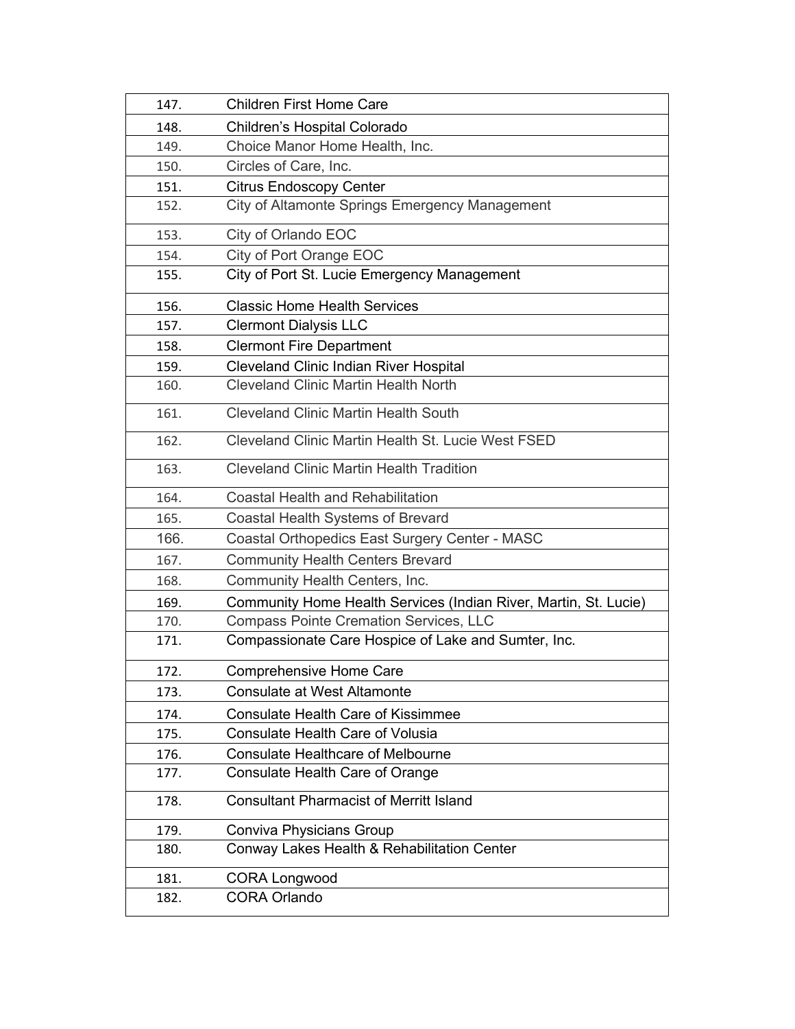| | |
|---|---|
| 147. | Children First Home Care |
| 148. | Children's Hospital Colorado |
| 149. | Choice Manor Home Health, Inc. |
| 150. | Circles of Care, Inc. |
| 151. | Citrus Endoscopy Center |
| 152. | City of Altamonte Springs Emergency Management |
| 153. | City of Orlando EOC |
| 154. | City of Port Orange EOC |
| 155. | City of Port St. Lucie Emergency Management |
| 156. | Classic Home Health Services |
| 157. | Clermont Dialysis LLC |
| 158. | Clermont Fire Department |
| 159. | Cleveland Clinic Indian River Hospital |
| 160. | Cleveland Clinic Martin Health North |
| 161. | Cleveland Clinic Martin Health South |
| 162. | Cleveland Clinic Martin Health St. Lucie West FSED |
| 163. | Cleveland Clinic Martin Health Tradition |
| 164. | Coastal Health and Rehabilitation |
| 165. | Coastal Health Systems of Brevard |
| 166. | Coastal Orthopedics East Surgery Center - MASC |
| 167. | Community Health Centers Brevard |
| 168. | Community Health Centers, Inc. |
| 169. | Community Home Health Services (Indian River, Martin, St. Lucie) |
| 170. | Compass Pointe Cremation Services, LLC |
| 171. | Compassionate Care Hospice of Lake and Sumter, Inc. |
| 172. | Comprehensive Home Care |
| 173. | Consulate at West Altamonte |
| 174. | Consulate Health Care of Kissimmee |
| 175. | Consulate Health Care of Volusia |
| 176. | Consulate Healthcare of Melbourne |
| 177. | Consulate Health Care of Orange |
| 178. | Consultant Pharmacist of Merritt Island |
| 179. | Conviva Physicians Group |
| 180. | Conway Lakes Health & Rehabilitation Center |
| 181. | CORA Longwood |
| 182. | CORA Orlando |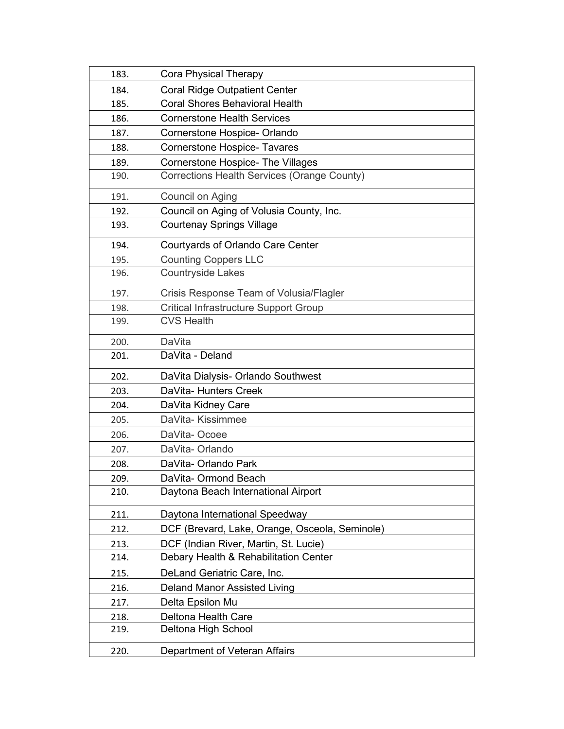| | |
|---|---|
| 183. | Cora Physical Therapy |
| 184. | Coral Ridge Outpatient Center |
| 185. | Coral Shores Behavioral Health |
| 186. | Cornerstone Health Services |
| 187. | Cornerstone Hospice- Orlando |
| 188. | Cornerstone Hospice- Tavares |
| 189. | Cornerstone Hospice- The Villages |
| 190. | Corrections Health Services (Orange County) |
| 191. | Council on Aging |
| 192. | Council on Aging of Volusia County, Inc. |
| 193. | Courtenay Springs Village |
| 194. | Courtyards of Orlando Care Center |
| 195. | Counting Coppers LLC |
| 196. | Countryside Lakes |
| 197. | Crisis Response Team of Volusia/Flagler |
| 198. | Critical Infrastructure Support Group |
| 199. | CVS Health |
| 200. | DaVita |
| 201. | DaVita - Deland |
| 202. | DaVita Dialysis- Orlando Southwest |
| 203. | DaVita- Hunters Creek |
| 204. | DaVita Kidney Care |
| 205. | DaVita- Kissimmee |
| 206. | DaVita- Ocoee |
| 207. | DaVita- Orlando |
| 208. | DaVita- Orlando Park |
| 209. | DaVita- Ormond Beach |
| 210. | Daytona Beach International Airport |
| 211. | Daytona International Speedway |
| 212. | DCF (Brevard, Lake, Orange, Osceola, Seminole) |
| 213. | DCF (Indian River, Martin, St. Lucie) |
| 214. | Debary Health & Rehabilitation Center |
| 215. | DeLand Geriatric Care, Inc. |
| 216. | Deland Manor Assisted Living |
| 217. | Delta Epsilon Mu |
| 218. | Deltona Health Care |
| 219. | Deltona High School |
| 220. | Department of Veteran Affairs |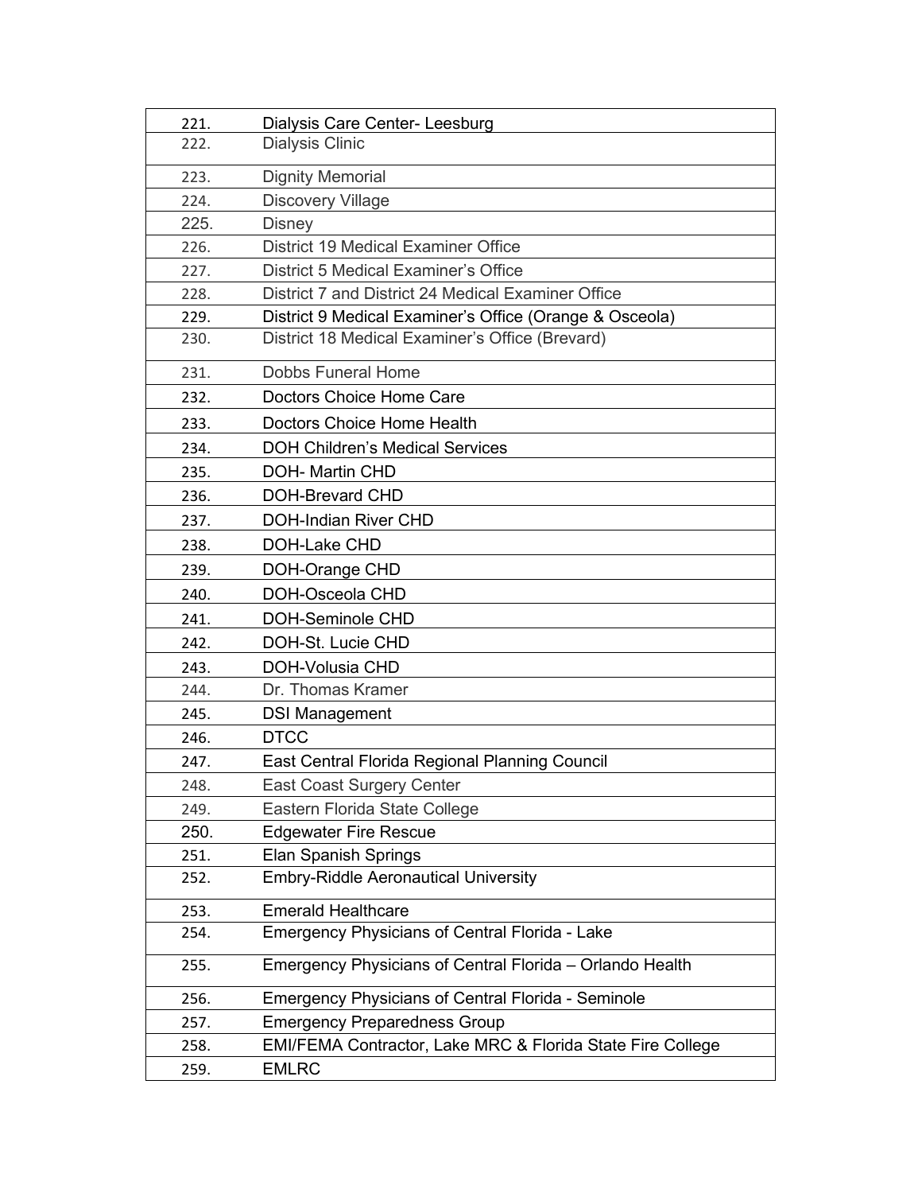| | |
|---|---|
| 221. | Dialysis Care Center- Leesburg |
| 222. | Dialysis Clinic |
| 223. | Dignity Memorial |
| 224. | Discovery Village |
| 225. | Disney |
| 226. | District 19 Medical Examiner Office |
| 227. | District 5 Medical Examiner's Office |
| 228. | District 7 and District 24 Medical Examiner Office |
| 229. | District 9 Medical Examiner's Office (Orange & Osceola) |
| 230. | District 18 Medical Examiner's Office (Brevard) |
| 231. | Dobbs Funeral Home |
| 232. | Doctors Choice Home Care |
| 233. | Doctors Choice Home Health |
| 234. | DOH Children's Medical Services |
| 235. | DOH- Martin CHD |
| 236. | DOH-Brevard CHD |
| 237. | DOH-Indian River CHD |
| 238. | DOH-Lake CHD |
| 239. | DOH-Orange CHD |
| 240. | DOH-Osceola CHD |
| 241. | DOH-Seminole CHD |
| 242. | DOH-St. Lucie CHD |
| 243. | DOH-Volusia CHD |
| 244. | Dr. Thomas Kramer |
| 245. | DSI Management |
| 246. | DTCC |
| 247. | East Central Florida Regional Planning Council |
| 248. | East Coast Surgery Center |
| 249. | Eastern Florida State College |
| 250. | Edgewater Fire Rescue |
| 251. | Elan Spanish Springs |
| 252. | Embry-Riddle Aeronautical University |
| 253. | Emerald Healthcare |
| 254. | Emergency Physicians of Central Florida - Lake |
| 255. | Emergency Physicians of Central Florida – Orlando Health |
| 256. | Emergency Physicians of Central Florida - Seminole |
| 257. | Emergency Preparedness Group |
| 258. | EMI/FEMA Contractor, Lake MRC & Florida State Fire College |
| 259. | EMLRC |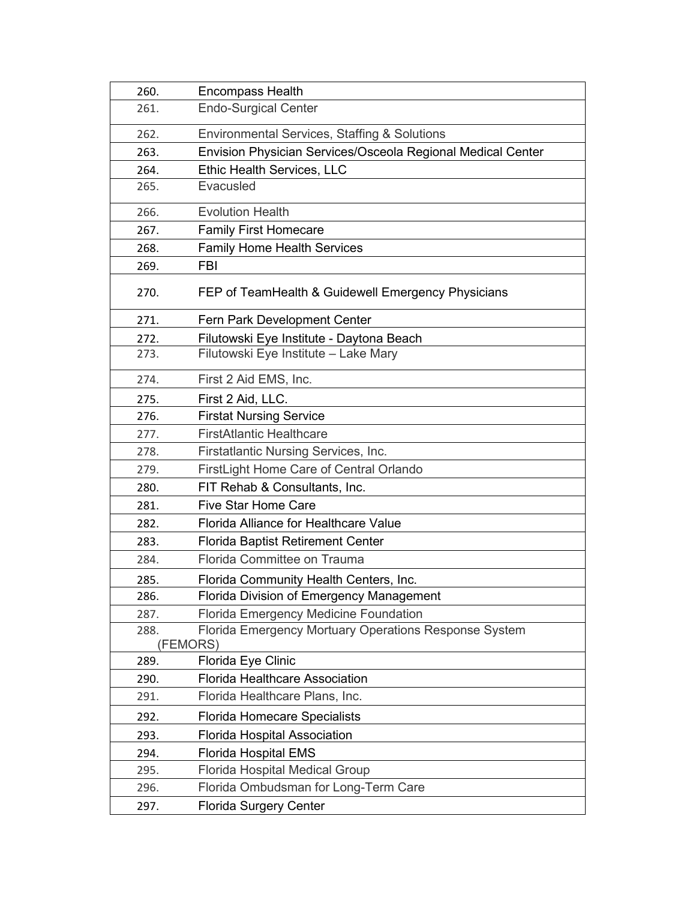| | |
|---|---|
| 260. | Encompass Health |
| 261. | Endo-Surgical Center |
| 262. | Environmental Services, Staffing & Solutions |
| 263. | Envision Physician Services/Osceola Regional Medical Center |
| 264. | Ethic Health Services, LLC |
| 265. | Evacusled |
| 266. | Evolution Health |
| 267. | Family First Homecare |
| 268. | Family Home Health Services |
| 269. | FBI |
| 270. | FEP of TeamHealth & Guidewell Emergency Physicians |
| 271. | Fern Park Development Center |
| 272. | Filutowski Eye Institute - Daytona Beach |
| 273. | Filutowski Eye Institute – Lake Mary |
| 274. | First 2 Aid EMS, Inc. |
| 275. | First 2 Aid, LLC. |
| 276. | Firstat Nursing Service |
| 277. | FirstAtlantic Healthcare |
| 278. | Firstatlantic Nursing Services, Inc. |
| 279. | FirstLight Home Care of Central Orlando |
| 280. | FIT Rehab & Consultants, Inc. |
| 281. | Five Star Home Care |
| 282. | Florida Alliance for Healthcare Value |
| 283. | Florida Baptist Retirement Center |
| 284. | Florida Committee on Trauma |
| 285. | Florida Community Health Centers, Inc. |
| 286. | Florida Division of Emergency Management |
| 287. | Florida Emergency Medicine Foundation |
| 288. | Florida Emergency Mortuary Operations Response System (FEMORS) |
| 289. | Florida Eye Clinic |
| 290. | Florida Healthcare Association |
| 291. | Florida Healthcare Plans, Inc. |
| 292. | Florida Homecare Specialists |
| 293. | Florida Hospital Association |
| 294. | Florida Hospital EMS |
| 295. | Florida Hospital Medical Group |
| 296. | Florida Ombudsman for Long-Term Care |
| 297. | Florida Surgery Center |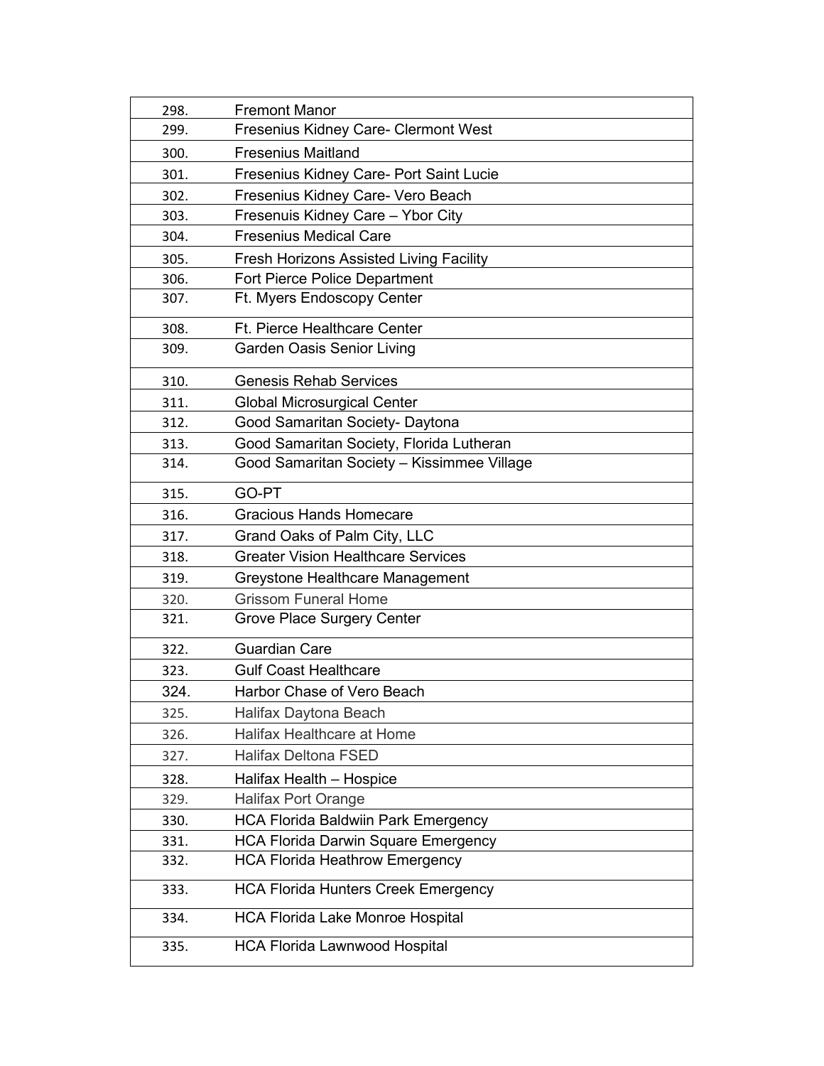| | |
|---|---|
| 298. | Fremont Manor |
| 299. | Fresenius Kidney Care- Clermont West |
| 300. | Fresenius Maitland |
| 301. | Fresenius Kidney Care- Port Saint Lucie |
| 302. | Fresenius Kidney Care- Vero Beach |
| 303. | Fresenuis Kidney Care – Ybor City |
| 304. | Fresenius Medical Care |
| 305. | Fresh Horizons Assisted Living Facility |
| 306. | Fort Pierce Police Department |
| 307. | Ft. Myers Endoscopy Center |
| 308. | Ft. Pierce Healthcare Center |
| 309. | Garden Oasis Senior Living |
| 310. | Genesis Rehab Services |
| 311. | Global Microsurgical Center |
| 312. | Good Samaritan Society- Daytona |
| 313. | Good Samaritan Society, Florida Lutheran |
| 314. | Good Samaritan Society – Kissimmee Village |
| 315. | GO-PT |
| 316. | Gracious Hands Homecare |
| 317. | Grand Oaks of Palm City, LLC |
| 318. | Greater Vision Healthcare Services |
| 319. | Greystone Healthcare Management |
| 320. | Grissom Funeral Home |
| 321. | Grove Place Surgery Center |
| 322. | Guardian Care |
| 323. | Gulf Coast Healthcare |
| 324. | Harbor Chase of Vero Beach |
| 325. | Halifax Daytona Beach |
| 326. | Halifax Healthcare at Home |
| 327. | Halifax Deltona FSED |
| 328. | Halifax Health – Hospice |
| 329. | Halifax Port Orange |
| 330. | HCA Florida Baldwiin Park Emergency |
| 331. | HCA Florida Darwin Square Emergency |
| 332. | HCA Florida Heathrow Emergency |
| 333. | HCA Florida Hunters Creek Emergency |
| 334. | HCA Florida Lake Monroe Hospital |
| 335. | HCA Florida Lawnwood Hospital |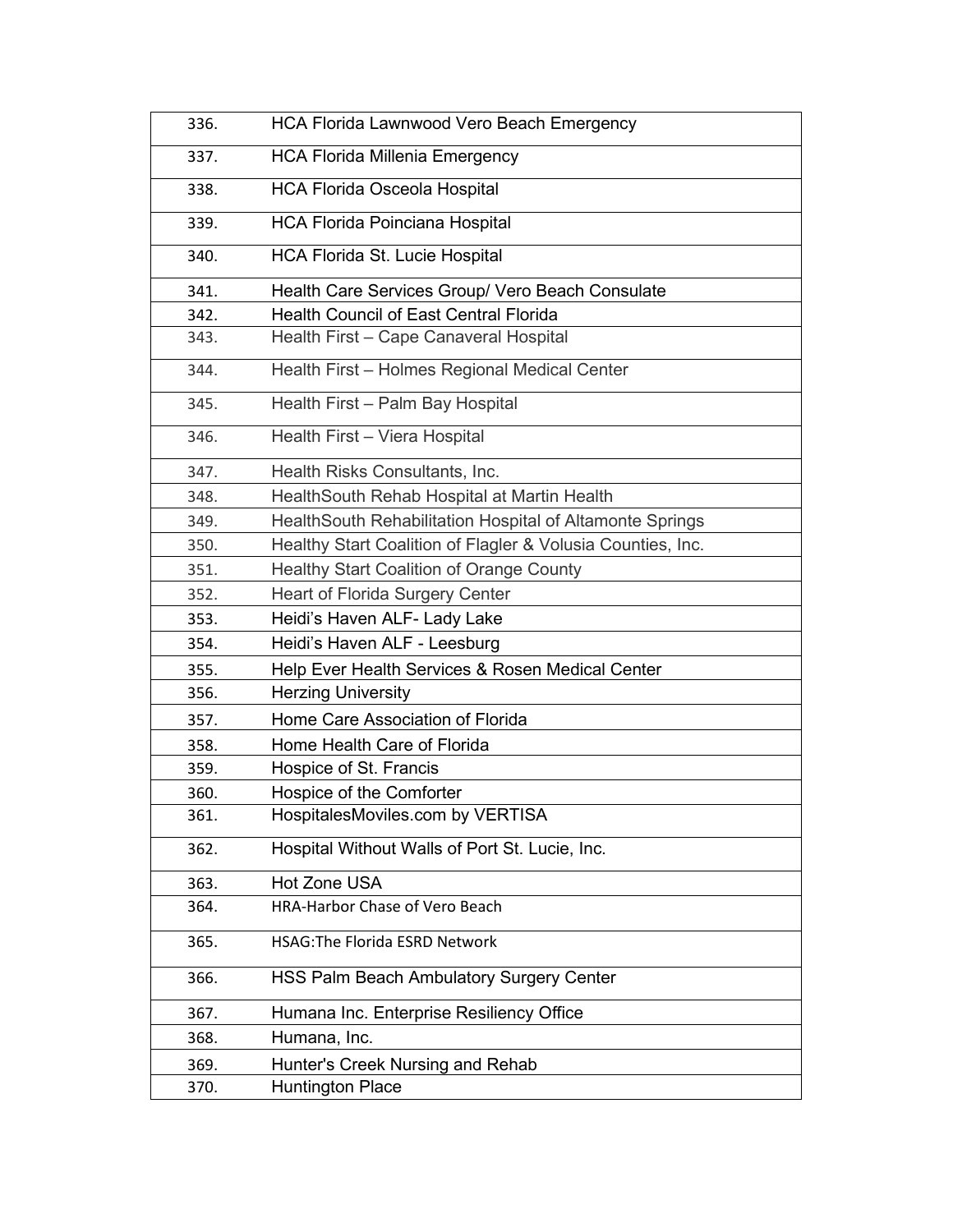| | |
|---|---|
| 336. | HCA Florida Lawnwood Vero Beach Emergency |
| 337. | HCA Florida Millenia Emergency |
| 338. | HCA Florida Osceola Hospital |
| 339. | HCA Florida Poinciana Hospital |
| 340. | HCA Florida St. Lucie Hospital |
| 341. | Health Care Services Group/ Vero Beach Consulate |
| 342. | Health Council of East Central Florida |
| 343. | Health First – Cape Canaveral Hospital |
| 344. | Health First – Holmes Regional Medical Center |
| 345. | Health First – Palm Bay Hospital |
| 346. | Health First – Viera Hospital |
| 347. | Health Risks Consultants, Inc. |
| 348. | HealthSouth Rehab Hospital at Martin Health |
| 349. | HealthSouth Rehabilitation Hospital of Altamonte Springs |
| 350. | Healthy Start Coalition of Flagler & Volusia Counties, Inc. |
| 351. | Healthy Start Coalition of Orange County |
| 352. | Heart of Florida Surgery Center |
| 353. | Heidi's Haven ALF- Lady Lake |
| 354. | Heidi's Haven ALF - Leesburg |
| 355. | Help Ever Health Services & Rosen Medical Center |
| 356. | Herzing University |
| 357. | Home Care Association of Florida |
| 358. | Home Health Care of Florida |
| 359. | Hospice of St. Francis |
| 360. | Hospice of the Comforter |
| 361. | HospitalesMoviles.com by VERTISA |
| 362. | Hospital Without Walls of Port St. Lucie, Inc. |
| 363. | Hot Zone USA |
| 364. | HRA-Harbor Chase of Vero Beach |
| 365. | HSAG:The Florida ESRD Network |
| 366. | HSS Palm Beach Ambulatory Surgery Center |
| 367. | Humana Inc. Enterprise Resiliency Office |
| 368. | Humana, Inc. |
| 369. | Hunter's Creek Nursing and Rehab |
| 370. | Huntington Place |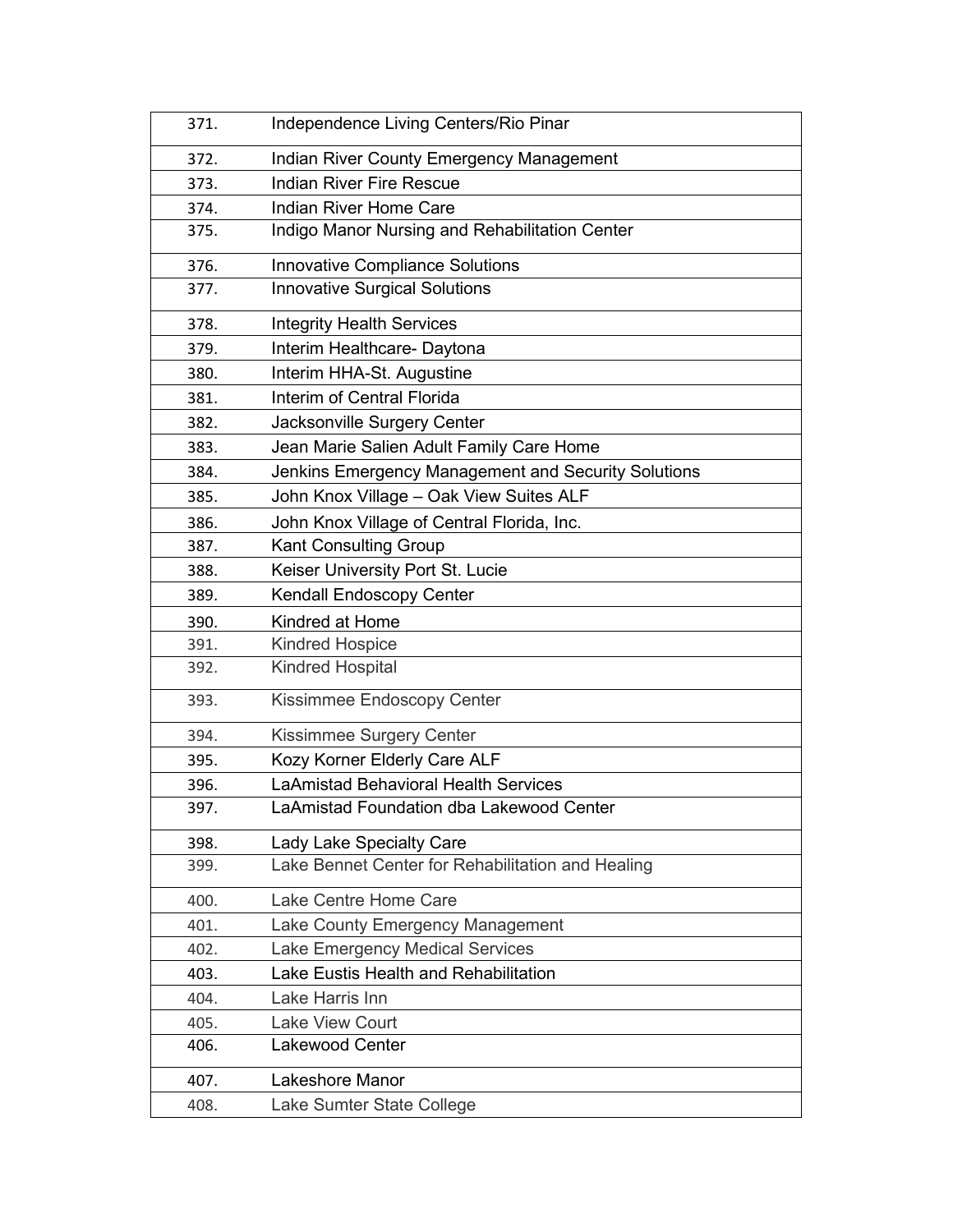| | |
|---|---|
| 371. | Independence Living Centers/Rio Pinar |
| 372. | Indian River County Emergency Management |
| 373. | Indian River Fire Rescue |
| 374. | Indian River Home Care |
| 375. | Indigo Manor Nursing and Rehabilitation Center |
| 376. | Innovative Compliance Solutions |
| 377. | Innovative Surgical Solutions |
| 378. | Integrity Health Services |
| 379. | Interim Healthcare- Daytona |
| 380. | Interim HHA-St. Augustine |
| 381. | Interim of Central Florida |
| 382. | Jacksonville Surgery Center |
| 383. | Jean Marie Salien Adult Family Care Home |
| 384. | Jenkins Emergency Management and Security Solutions |
| 385. | John Knox Village – Oak View Suites ALF |
| 386. | John Knox Village of Central Florida, Inc. |
| 387. | Kant Consulting Group |
| 388. | Keiser University Port St. Lucie |
| 389. | Kendall Endoscopy Center |
| 390. | Kindred at Home |
| 391. | Kindred Hospice |
| 392. | Kindred Hospital |
| 393. | Kissimmee Endoscopy Center |
| 394. | Kissimmee Surgery Center |
| 395. | Kozy Korner Elderly Care ALF |
| 396. | LaAmistad Behavioral Health Services |
| 397. | LaAmistad Foundation dba Lakewood Center |
| 398. | Lady Lake Specialty Care |
| 399. | Lake Bennet Center for Rehabilitation and Healing |
| 400. | Lake Centre Home Care |
| 401. | Lake County Emergency Management |
| 402. | Lake Emergency Medical Services |
| 403. | Lake Eustis Health and Rehabilitation |
| 404. | Lake Harris Inn |
| 405. | Lake View Court |
| 406. | Lakewood Center |
| 407. | Lakeshore Manor |
| 408. | Lake Sumter State College |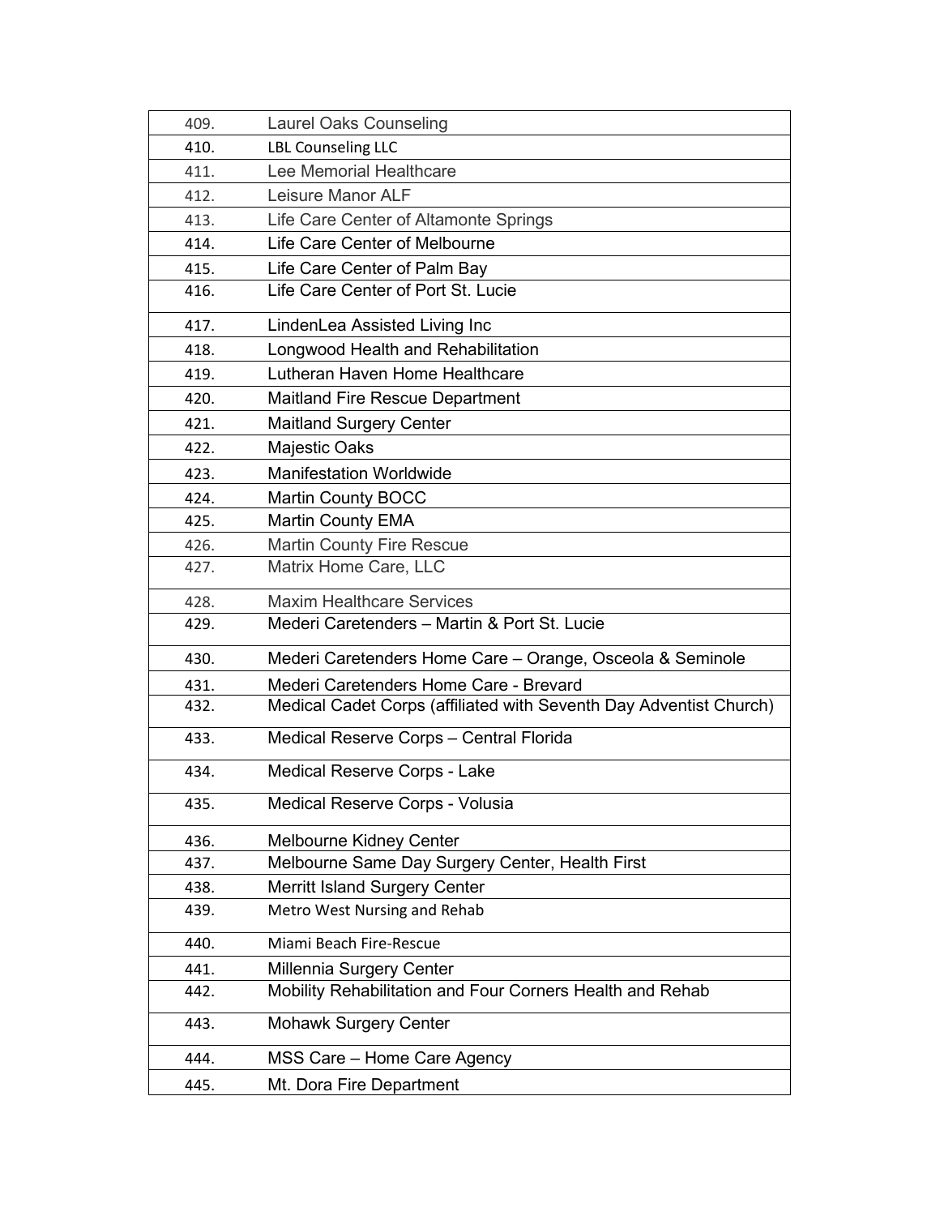| | |
|---|---|
| 409. | Laurel Oaks Counseling |
| 410. | LBL Counseling LLC |
| 411. | Lee Memorial Healthcare |
| 412. | Leisure Manor ALF |
| 413. | Life Care Center of Altamonte Springs |
| 414. | Life Care Center of Melbourne |
| 415. | Life Care Center of Palm Bay |
| 416. | Life Care Center of Port St. Lucie |
| 417. | LindenLea Assisted Living Inc |
| 418. | Longwood Health and Rehabilitation |
| 419. | Lutheran Haven Home Healthcare |
| 420. | Maitland Fire Rescue Department |
| 421. | Maitland Surgery Center |
| 422. | Majestic Oaks |
| 423. | Manifestation Worldwide |
| 424. | Martin County BOCC |
| 425. | Martin County EMA |
| 426. | Martin County Fire Rescue |
| 427. | Matrix Home Care, LLC |
| 428. | Maxim Healthcare Services |
| 429. | Mederi Caretenders – Martin & Port St. Lucie |
| 430. | Mederi Caretenders Home Care – Orange, Osceola & Seminole |
| 431. | Mederi Caretenders Home Care - Brevard |
| 432. | Medical Cadet Corps (affiliated with Seventh Day Adventist Church) |
| 433. | Medical Reserve Corps – Central Florida |
| 434. | Medical Reserve Corps - Lake |
| 435. | Medical Reserve Corps - Volusia |
| 436. | Melbourne Kidney Center |
| 437. | Melbourne Same Day Surgery Center, Health First |
| 438. | Merritt Island Surgery Center |
| 439. | Metro West Nursing and Rehab |
| 440. | Miami Beach Fire-Rescue |
| 441. | Millennia Surgery Center |
| 442. | Mobility Rehabilitation and Four Corners Health and Rehab |
| 443. | Mohawk Surgery Center |
| 444. | MSS Care – Home Care Agency |
| 445. | Mt. Dora Fire Department |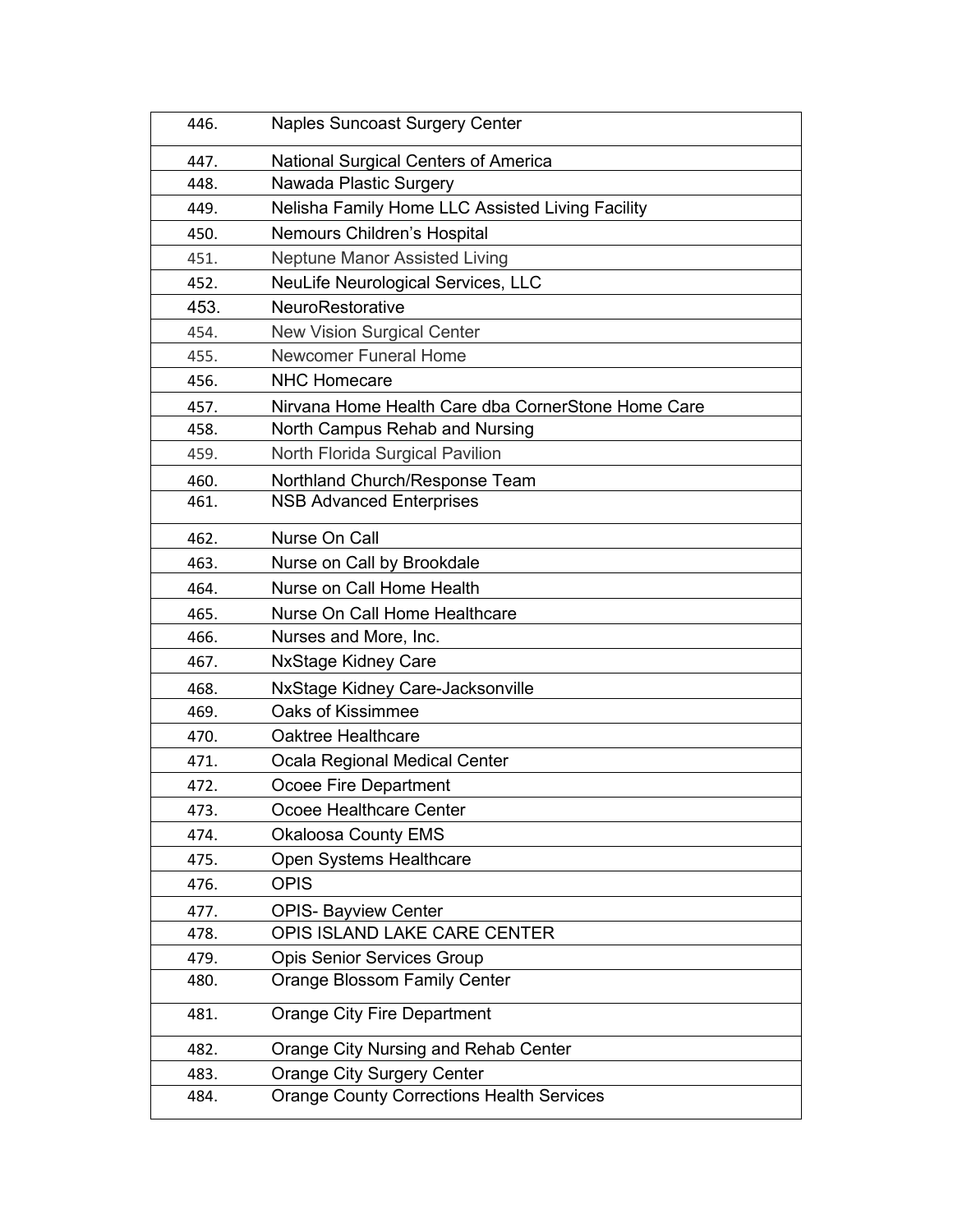| | |
|---|---|
| 446. | Naples Suncoast Surgery Center |
| 447. | National Surgical Centers of America |
| 448. | Nawada Plastic Surgery |
| 449. | Nelisha Family Home LLC Assisted Living Facility |
| 450. | Nemours Children's Hospital |
| 451. | Neptune Manor Assisted Living |
| 452. | NeuLife Neurological Services, LLC |
| 453. | NeuroRestorative |
| 454. | New Vision Surgical Center |
| 455. | Newcomer Funeral Home |
| 456. | NHC Homecare |
| 457. | Nirvana Home Health Care dba CornerStone Home Care |
| 458. | North Campus Rehab and Nursing |
| 459. | North Florida Surgical Pavilion |
| 460. | Northland Church/Response Team |
| 461. | NSB Advanced Enterprises |
| 462. | Nurse On Call |
| 463. | Nurse on Call by Brookdale |
| 464. | Nurse on Call Home Health |
| 465. | Nurse On Call Home Healthcare |
| 466. | Nurses and More, Inc. |
| 467. | NxStage Kidney Care |
| 468. | NxStage Kidney Care-Jacksonville |
| 469. | Oaks of Kissimmee |
| 470. | Oaktree Healthcare |
| 471. | Ocala Regional Medical Center |
| 472. | Ocoee Fire Department |
| 473. | Ocoee Healthcare Center |
| 474. | Okaloosa County EMS |
| 475. | Open Systems Healthcare |
| 476. | OPIS |
| 477. | OPIS- Bayview Center |
| 478. | OPIS ISLAND LAKE CARE CENTER |
| 479. | Opis Senior Services Group |
| 480. | Orange Blossom Family Center |
| 481. | Orange City Fire Department |
| 482. | Orange City Nursing and Rehab Center |
| 483. | Orange City Surgery Center |
| 484. | Orange County Corrections Health Services |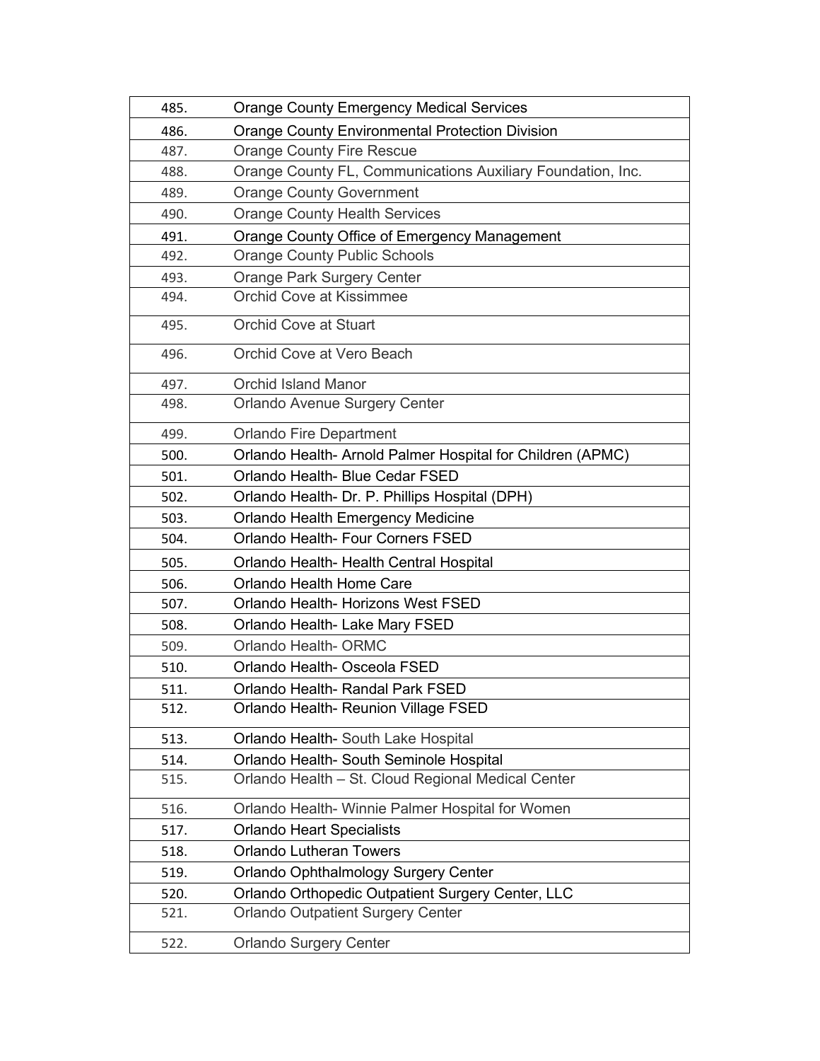| | |
|---|---|
| 485. | Orange County Emergency Medical Services |
| 486. | Orange County Environmental Protection Division |
| 487. | Orange County Fire Rescue |
| 488. | Orange County FL, Communications Auxiliary Foundation, Inc. |
| 489. | Orange County Government |
| 490. | Orange County Health Services |
| 491. | Orange County Office of Emergency Management |
| 492. | Orange County Public Schools |
| 493. | Orange Park Surgery Center |
| 494. | Orchid Cove at Kissimmee |
| 495. | Orchid Cove at Stuart |
| 496. | Orchid Cove at Vero Beach |
| 497. | Orchid Island Manor |
| 498. | Orlando Avenue Surgery Center |
| 499. | Orlando Fire Department |
| 500. | Orlando Health- Arnold Palmer Hospital for Children (APMC) |
| 501. | Orlando Health- Blue Cedar FSED |
| 502. | Orlando Health- Dr. P. Phillips Hospital (DPH) |
| 503. | Orlando Health Emergency Medicine |
| 504. | Orlando Health- Four Corners FSED |
| 505. | Orlando Health- Health Central Hospital |
| 506. | Orlando Health Home Care |
| 507. | Orlando Health- Horizons West FSED |
| 508. | Orlando Health- Lake Mary FSED |
| 509. | Orlando Health- ORMC |
| 510. | Orlando Health- Osceola FSED |
| 511. | Orlando Health- Randal Park FSED |
| 512. | Orlando Health- Reunion Village FSED |
| 513. | Orlando Health- South Lake Hospital |
| 514. | Orlando Health- South Seminole Hospital |
| 515. | Orlando Health – St. Cloud Regional Medical Center |
| 516. | Orlando Health- Winnie Palmer Hospital for Women |
| 517. | Orlando Heart Specialists |
| 518. | Orlando Lutheran Towers |
| 519. | Orlando Ophthalmology Surgery Center |
| 520. | Orlando Orthopedic Outpatient Surgery Center, LLC |
| 521. | Orlando Outpatient Surgery Center |
| 522. | Orlando Surgery Center |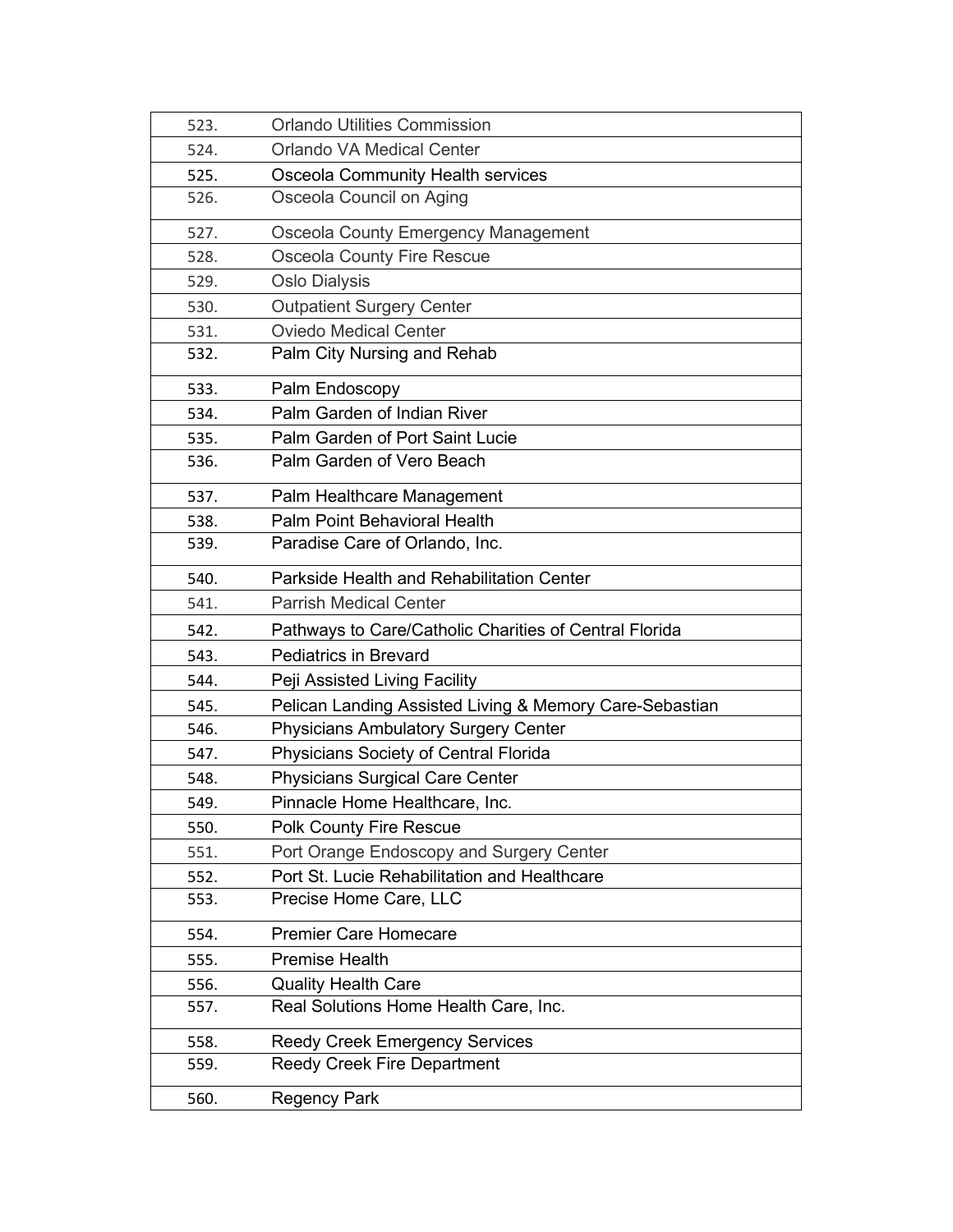| | |
|---|---|
| 523. | Orlando Utilities Commission |
| 524. | Orlando VA Medical Center |
| 525. | Osceola Community Health services |
| 526. | Osceola Council on Aging |
| 527. | Osceola County Emergency Management |
| 528. | Osceola County Fire Rescue |
| 529. | Oslo Dialysis |
| 530. | Outpatient Surgery Center |
| 531. | Oviedo Medical Center |
| 532. | Palm City Nursing and Rehab |
| 533. | Palm Endoscopy |
| 534. | Palm Garden of Indian River |
| 535. | Palm Garden of Port Saint Lucie |
| 536. | Palm Garden of Vero Beach |
| 537. | Palm Healthcare Management |
| 538. | Palm Point Behavioral Health |
| 539. | Paradise Care of Orlando, Inc. |
| 540. | Parkside Health and Rehabilitation Center |
| 541. | Parrish Medical Center |
| 542. | Pathways to Care/Catholic Charities of Central Florida |
| 543. | Pediatrics in Brevard |
| 544. | Peji Assisted Living Facility |
| 545. | Pelican Landing Assisted Living & Memory Care-Sebastian |
| 546. | Physicians Ambulatory Surgery Center |
| 547. | Physicians Society of Central Florida |
| 548. | Physicians Surgical Care Center |
| 549. | Pinnacle Home Healthcare, Inc. |
| 550. | Polk County Fire Rescue |
| 551. | Port Orange Endoscopy and Surgery Center |
| 552. | Port St. Lucie Rehabilitation and Healthcare |
| 553. | Precise Home Care, LLC |
| 554. | Premier Care Homecare |
| 555. | Premise Health |
| 556. | Quality Health Care |
| 557. | Real Solutions Home Health Care, Inc. |
| 558. | Reedy Creek Emergency Services |
| 559. | Reedy Creek Fire Department |
| 560. | Regency Park |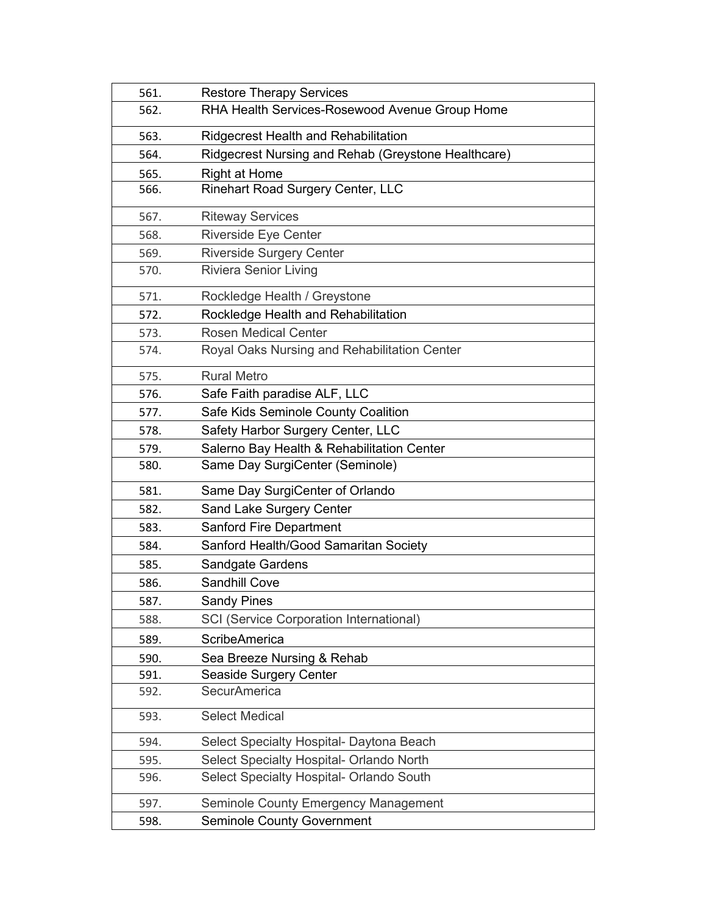| | |
|---|---|
| 561. | Restore Therapy Services |
| 562. | RHA Health Services-Rosewood Avenue Group Home |
| 563. | Ridgecrest Health and Rehabilitation |
| 564. | Ridgecrest Nursing and Rehab (Greystone Healthcare) |
| 565. | Right at Home |
| 566. | Rinehart Road Surgery Center, LLC |
| 567. | Riteway Services |
| 568. | Riverside Eye Center |
| 569. | Riverside Surgery Center |
| 570. | Riviera Senior Living |
| 571. | Rockledge Health / Greystone |
| 572. | Rockledge Health and Rehabilitation |
| 573. | Rosen Medical Center |
| 574. | Royal Oaks Nursing and Rehabilitation Center |
| 575. | Rural Metro |
| 576. | Safe Faith paradise ALF, LLC |
| 577. | Safe Kids Seminole County Coalition |
| 578. | Safety Harbor Surgery Center, LLC |
| 579. | Salerno Bay Health & Rehabilitation Center |
| 580. | Same Day SurgiCenter (Seminole) |
| 581. | Same Day SurgiCenter of Orlando |
| 582. | Sand Lake Surgery Center |
| 583. | Sanford Fire Department |
| 584. | Sanford Health/Good Samaritan Society |
| 585. | Sandgate Gardens |
| 586. | Sandhill Cove |
| 587. | Sandy Pines |
| 588. | SCI (Service Corporation International) |
| 589. | ScribeAmerica |
| 590. | Sea Breeze Nursing & Rehab |
| 591. | Seaside Surgery Center |
| 592. | SecurAmerica |
| 593. | Select Medical |
| 594. | Select Specialty Hospital- Daytona Beach |
| 595. | Select Specialty Hospital- Orlando North |
| 596. | Select Specialty Hospital- Orlando South |
| 597. | Seminole County Emergency Management |
| 598. | Seminole County Government |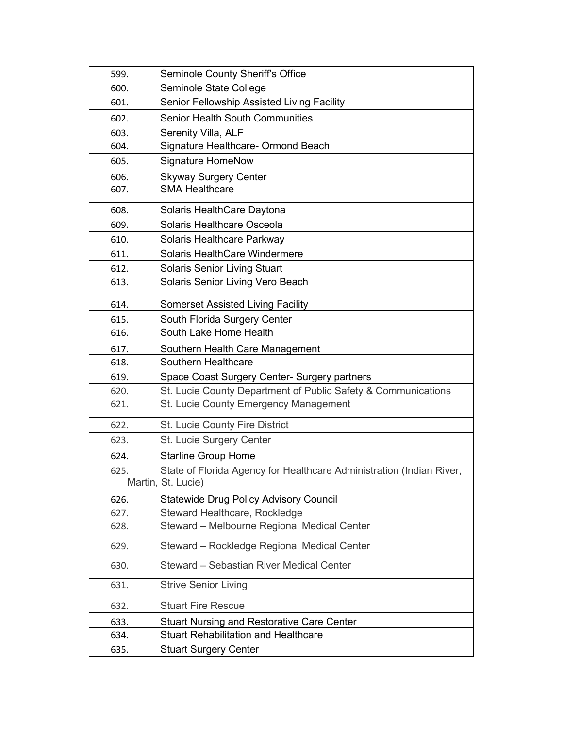| | |
|---|---|
| 599. | Seminole County Sheriff's Office |
| 600. | Seminole State College |
| 601. | Senior Fellowship Assisted Living Facility |
| 602. | Senior Health South Communities |
| 603. | Serenity Villa, ALF |
| 604. | Signature Healthcare- Ormond Beach |
| 605. | Signature HomeNow |
| 606. | Skyway Surgery Center |
| 607. | SMA Healthcare |
| 608. | Solaris HealthCare Daytona |
| 609. | Solaris Healthcare Osceola |
| 610. | Solaris Healthcare Parkway |
| 611. | Solaris HealthCare Windermere |
| 612. | Solaris Senior Living Stuart |
| 613. | Solaris Senior Living Vero Beach |
| 614. | Somerset Assisted Living Facility |
| 615. | South Florida Surgery Center |
| 616. | South Lake Home Health |
| 617. | Southern Health Care Management |
| 618. | Southern Healthcare |
| 619. | Space Coast Surgery Center- Surgery partners |
| 620. | St. Lucie County Department of Public Safety & Communications |
| 621. | St. Lucie County Emergency Management |
| 622. | St. Lucie County Fire District |
| 623. | St. Lucie Surgery Center |
| 624. | Starline Group Home |
| 625. | State of Florida Agency for Healthcare Administration (Indian River, Martin, St. Lucie) |
| 626. | Statewide Drug Policy Advisory Council |
| 627. | Steward Healthcare, Rockledge |
| 628. | Steward – Melbourne Regional Medical Center |
| 629. | Steward – Rockledge Regional Medical Center |
| 630. | Steward – Sebastian River Medical Center |
| 631. | Strive Senior Living |
| 632. | Stuart Fire Rescue |
| 633. | Stuart Nursing and Restorative Care Center |
| 634. | Stuart Rehabilitation and Healthcare |
| 635. | Stuart Surgery Center |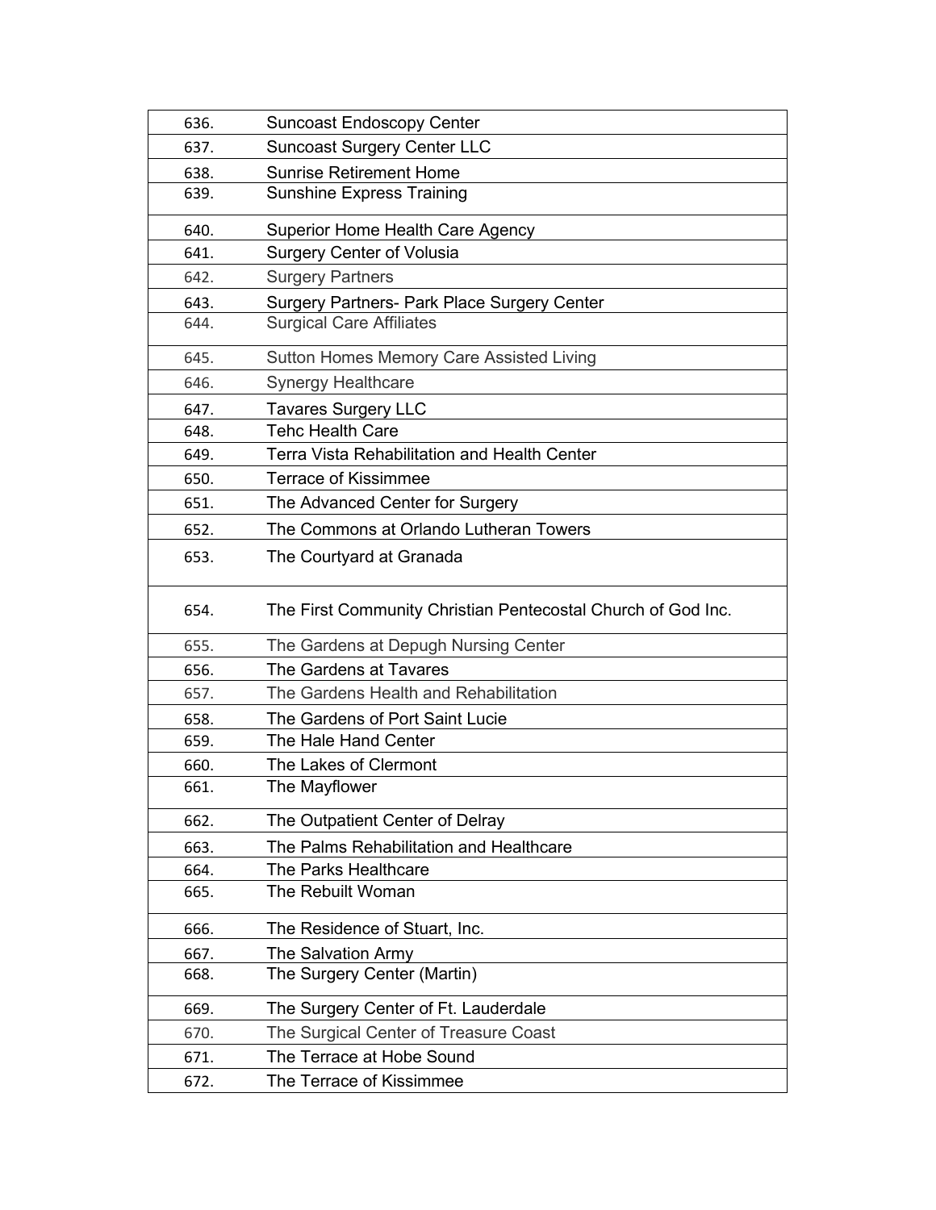| | |
|---|---|
| 636. | Suncoast Endoscopy Center |
| 637. | Suncoast Surgery Center LLC |
| 638. | Sunrise Retirement Home |
| 639. | Sunshine Express Training |
| 640. | Superior Home Health Care Agency |
| 641. | Surgery Center of Volusia |
| 642. | Surgery Partners |
| 643. | Surgery Partners- Park Place Surgery Center |
| 644. | Surgical Care Affiliates |
| 645. | Sutton Homes Memory Care Assisted Living |
| 646. | Synergy Healthcare |
| 647. | Tavares Surgery LLC |
| 648. | Tehc Health Care |
| 649. | Terra Vista Rehabilitation and Health Center |
| 650. | Terrace of Kissimmee |
| 651. | The Advanced Center for Surgery |
| 652. | The Commons at Orlando Lutheran Towers |
| 653. | The Courtyard at Granada |
| 654. | The First Community Christian Pentecostal Church of God Inc. |
| 655. | The Gardens at Depugh Nursing Center |
| 656. | The Gardens at Tavares |
| 657. | The Gardens Health and Rehabilitation |
| 658. | The Gardens of Port Saint Lucie |
| 659. | The Hale Hand Center |
| 660. | The Lakes of Clermont |
| 661. | The Mayflower |
| 662. | The Outpatient Center of Delray |
| 663. | The Palms Rehabilitation and Healthcare |
| 664. | The Parks Healthcare |
| 665. | The Rebuilt Woman |
| 666. | The Residence of Stuart, Inc. |
| 667. | The Salvation Army |
| 668. | The Surgery Center (Martin) |
| 669. | The Surgery Center of Ft. Lauderdale |
| 670. | The Surgical Center of Treasure Coast |
| 671. | The Terrace at Hobe Sound |
| 672. | The Terrace of Kissimmee |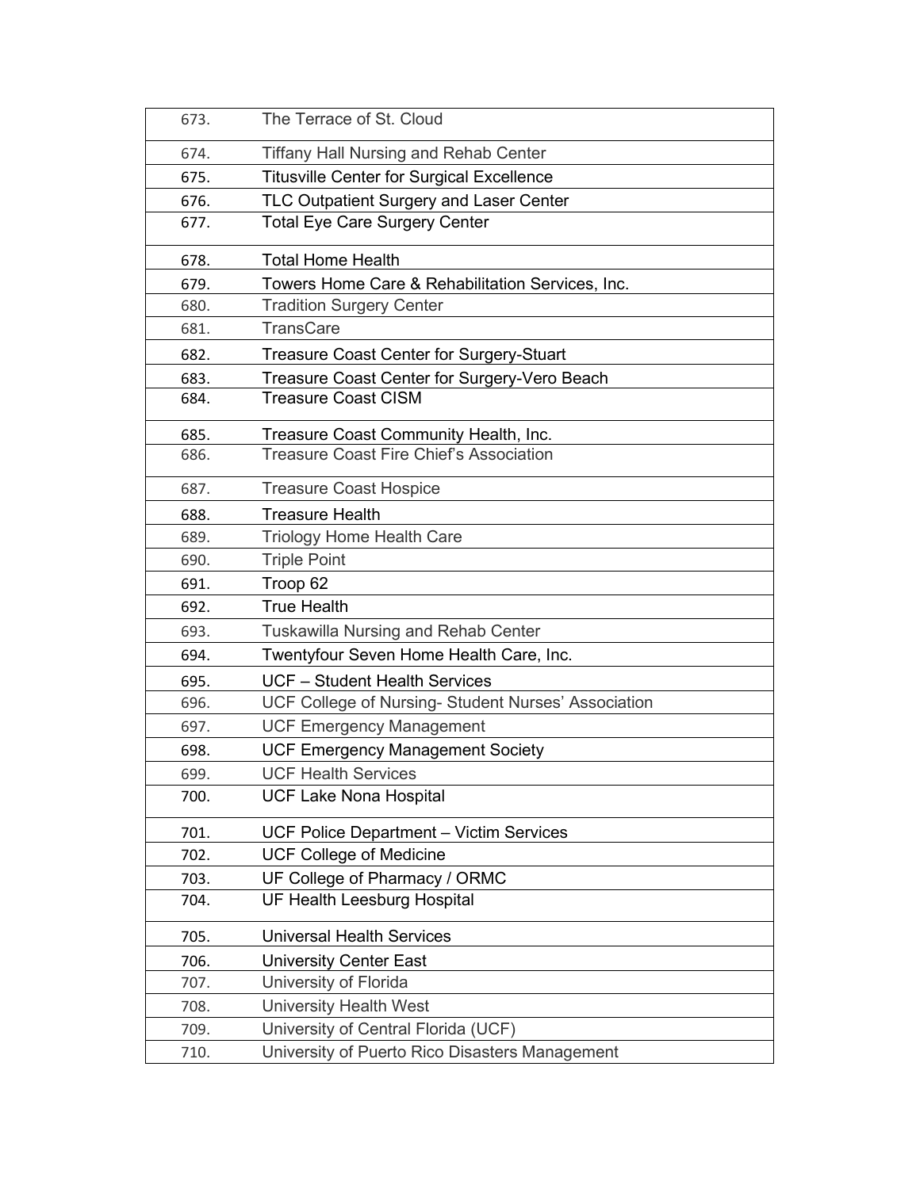| | |
|---|---|
| 673. | The Terrace of St. Cloud |
| 674. | Tiffany Hall Nursing and Rehab Center |
| 675. | Titusville Center for Surgical Excellence |
| 676. | TLC Outpatient Surgery and Laser Center |
| 677. | Total Eye Care Surgery Center |
| 678. | Total Home Health |
| 679. | Towers Home Care & Rehabilitation Services, Inc. |
| 680. | Tradition Surgery Center |
| 681. | TransCare |
| 682. | Treasure Coast Center for Surgery-Stuart |
| 683. | Treasure Coast Center for Surgery-Vero Beach |
| 684. | Treasure Coast CISM |
| 685. | Treasure Coast Community Health, Inc. |
| 686. | Treasure Coast Fire Chief's Association |
| 687. | Treasure Coast Hospice |
| 688. | Treasure Health |
| 689. | Triology Home Health Care |
| 690. | Triple Point |
| 691. | Troop 62 |
| 692. | True Health |
| 693. | Tuskawilla Nursing and Rehab Center |
| 694. | Twentyfour Seven Home Health Care, Inc. |
| 695. | UCF – Student Health Services |
| 696. | UCF College of Nursing- Student Nurses' Association |
| 697. | UCF Emergency Management |
| 698. | UCF Emergency Management Society |
| 699. | UCF Health Services |
| 700. | UCF Lake Nona Hospital |
| 701. | UCF Police Department – Victim Services |
| 702. | UCF College of Medicine |
| 703. | UF College of Pharmacy / ORMC |
| 704. | UF Health Leesburg Hospital |
| 705. | Universal Health Services |
| 706. | University Center East |
| 707. | University of Florida |
| 708. | University Health West |
| 709. | University of Central Florida (UCF) |
| 710. | University of Puerto Rico Disasters Management |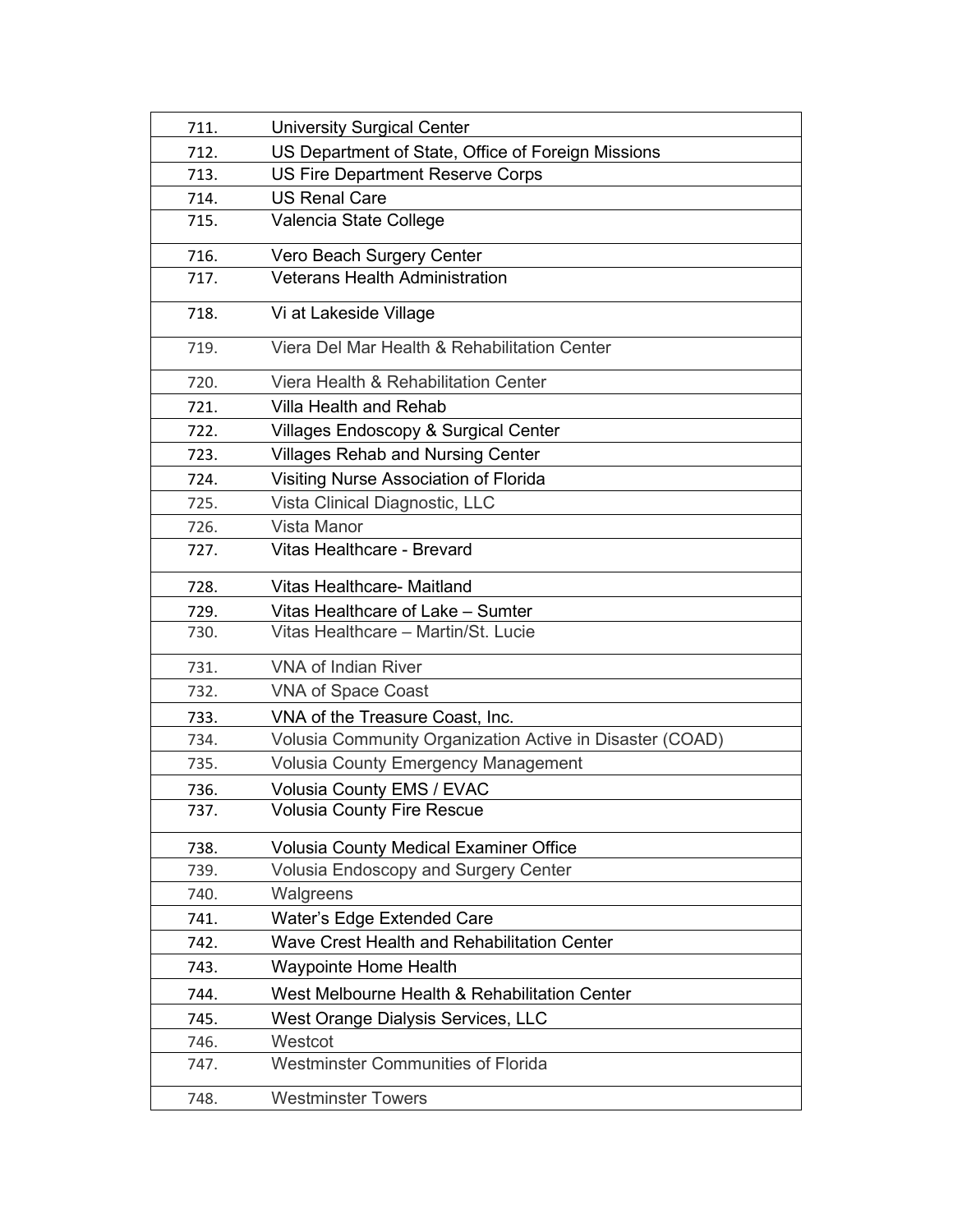| | |
|---|---|
| 711. | University Surgical Center |
| 712. | US Department of State, Office of Foreign Missions |
| 713. | US Fire Department Reserve Corps |
| 714. | US Renal Care |
| 715. | Valencia State College |
| 716. | Vero Beach Surgery Center |
| 717. | Veterans Health Administration |
| 718. | Vi at Lakeside Village |
| 719. | Viera Del Mar Health & Rehabilitation Center |
| 720. | Viera Health & Rehabilitation Center |
| 721. | Villa Health and Rehab |
| 722. | Villages Endoscopy & Surgical Center |
| 723. | Villages Rehab and Nursing Center |
| 724. | Visiting Nurse Association of Florida |
| 725. | Vista Clinical Diagnostic, LLC |
| 726. | Vista Manor |
| 727. | Vitas Healthcare - Brevard |
| 728. | Vitas Healthcare- Maitland |
| 729. | Vitas Healthcare of Lake – Sumter |
| 730. | Vitas Healthcare – Martin/St. Lucie |
| 731. | VNA of Indian River |
| 732. | VNA of Space Coast |
| 733. | VNA of the Treasure Coast, Inc. |
| 734. | Volusia Community Organization Active in Disaster (COAD) |
| 735. | Volusia County Emergency Management |
| 736. | Volusia County EMS / EVAC |
| 737. | Volusia County Fire Rescue |
| 738. | Volusia County Medical Examiner Office |
| 739. | Volusia Endoscopy and Surgery Center |
| 740. | Walgreens |
| 741. | Water's Edge Extended Care |
| 742. | Wave Crest Health and Rehabilitation Center |
| 743. | Waypointe Home Health |
| 744. | West Melbourne Health & Rehabilitation Center |
| 745. | West Orange Dialysis Services, LLC |
| 746. | Westcot |
| 747. | Westminster Communities of Florida |
| 748. | Westminster Towers |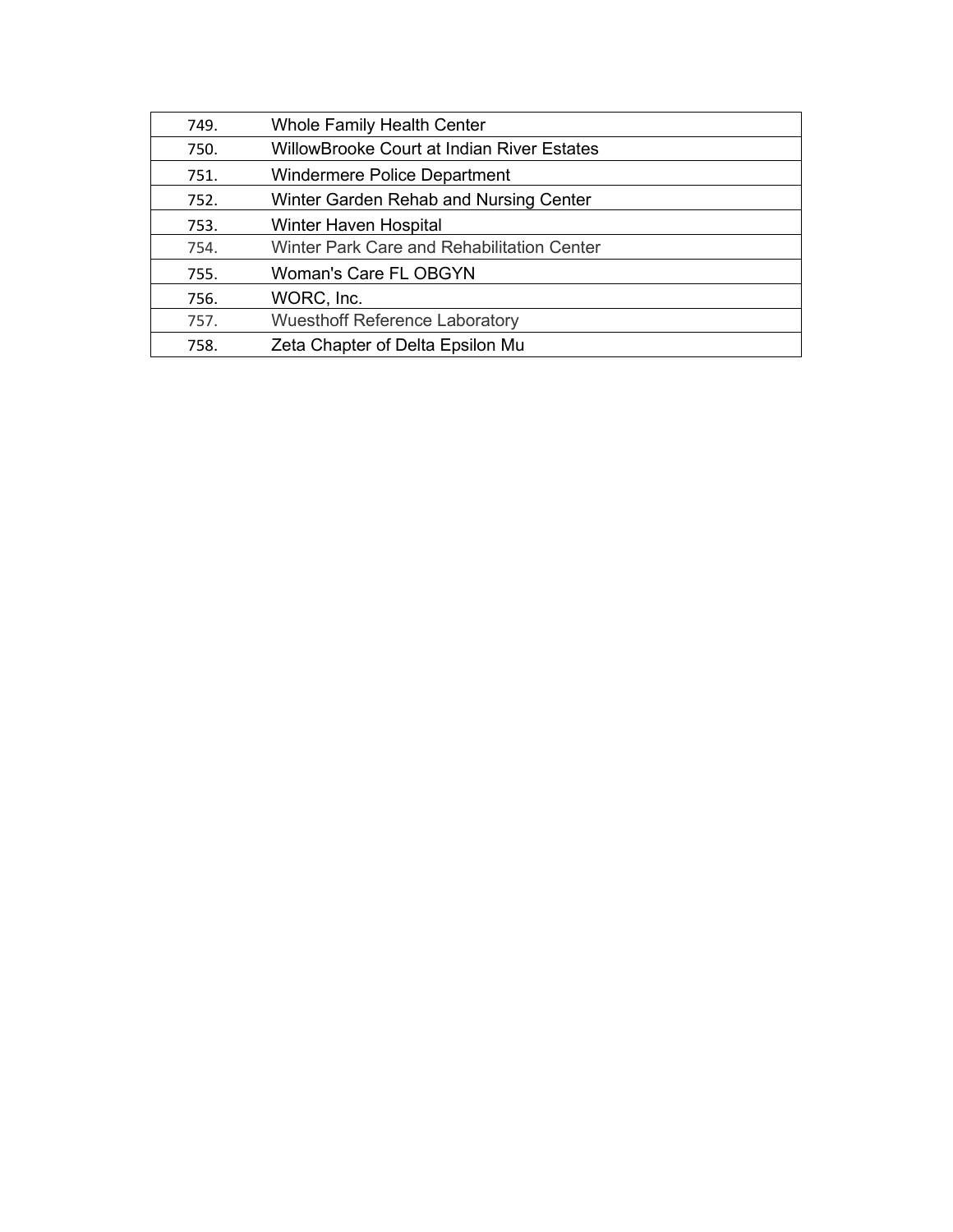| | |
|---|---|
| 749. | Whole Family Health Center |
| 750. | WillowBrooke Court at Indian River Estates |
| 751. | Windermere Police Department |
| 752. | Winter Garden Rehab and Nursing Center |
| 753. | Winter Haven Hospital |
| 754. | Winter Park Care and Rehabilitation Center |
| 755. | Woman's Care FL OBGYN |
| 756. | WORC, Inc. |
| 757. | Wuesthoff Reference Laboratory |
| 758. | Zeta Chapter of Delta Epsilon Mu |